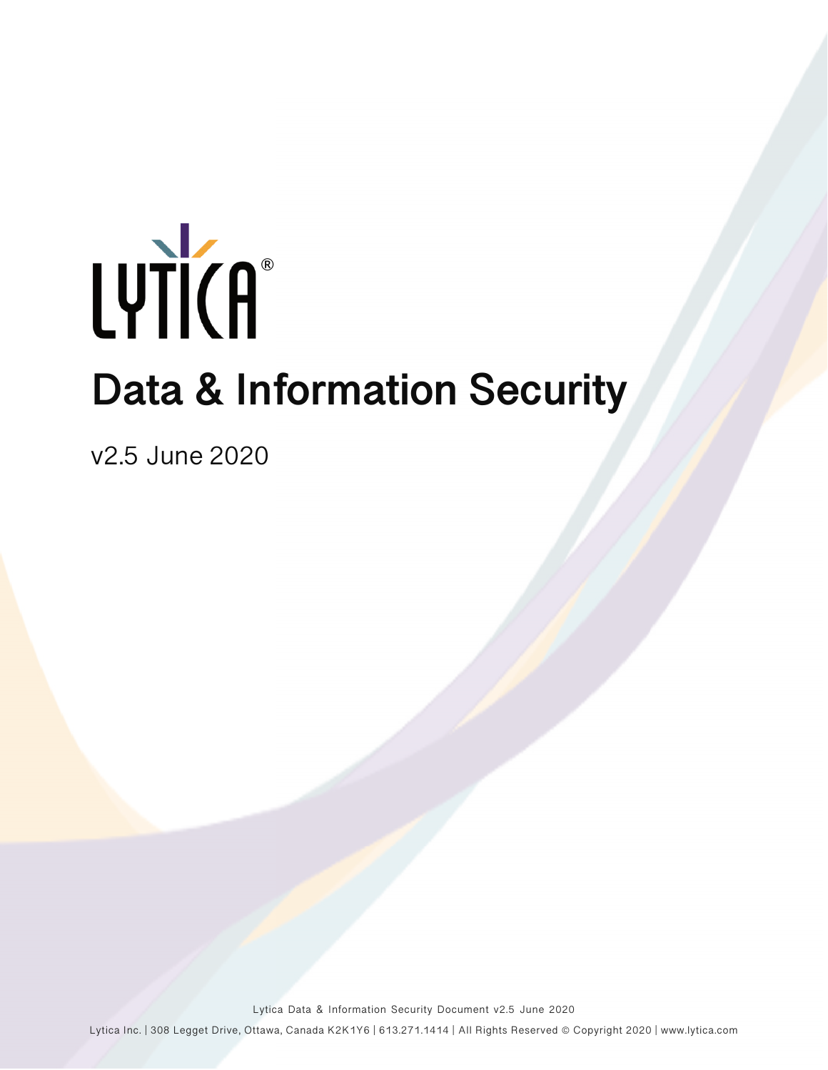LYTICA®

# Data & Information Security

v2.5 June 2020

Lytica Data & Information Security Document v2.5 June 2020

Lytica Inc. | 308 Legget Drive, Ottawa, Canada K2K1Y6 | 613.271.1414 | All Rights Reserved © Copyright 2020 | www.lytica.com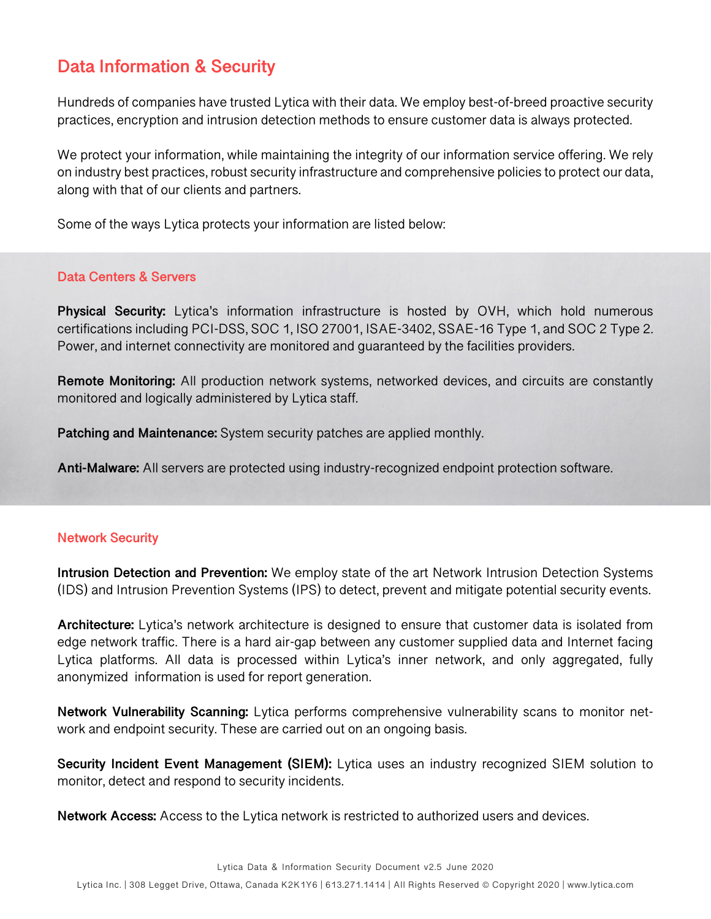## Data Information & Security

Hundreds of companies have trusted Lytica with their data. We employ best-of-breed proactive security practices, encryption and intrusion detection methods to ensure customer data is always protected.

We protect your information, while maintaining the integrity of our information service offering. We rely on industry best practices, robust security infrastructure and comprehensive policies to protect our data, along with that of our clients and partners.

Some of the ways Lytica protects your information are listed below:

### Data Centers & Servers

**Physical Security:** Lytica's information infrastructure is hosted by OVH, which hold numerous certifications including PCI-DSS, SOC 1, ISO 27001, ISAE-3402, SSAE-16 Type 1, and SOC 2 Type 2. Power, and internet connectivity are monitored and guaranteed by the facilities providers.

**Remote Monitoring:** All production network systems, networked devices, and circuits are constantly monitored and logically administered by Lytica staff.

**Patching and Maintenance:** System security patches are applied monthly.

**Anti-Malware:** All servers are protected using industry-recognized endpoint protection software.

### Network Security

**Intrusion Detection and Prevention:** We employ state of the art Network Intrusion Detection Systems (IDS) and Intrusion Prevention Systems (IPS) to detect, prevent and mitigate potential security events.

**Architecture:** Lytica's network architecture is designed to ensure that customer data is isolated from edge network traffic. There is a hard air-gap between any customer supplied data and Internet facing Lytica platforms. All data is processed within Lytica's inner network, and only aggregated, fully anonymized information is used for report generation.

**Network Vulnerability Scanning:** Lytica performs comprehensive vulnerability scans to monitor network and endpoint security. These are carried out on an ongoing basis.

**Security Incident Event Management (SIEM):** Lytica uses an industry recognized SIEM solution to monitor, detect and respond to security incidents.

**Network Access:** Access to the Lytica network is restricted to authorized users and devices.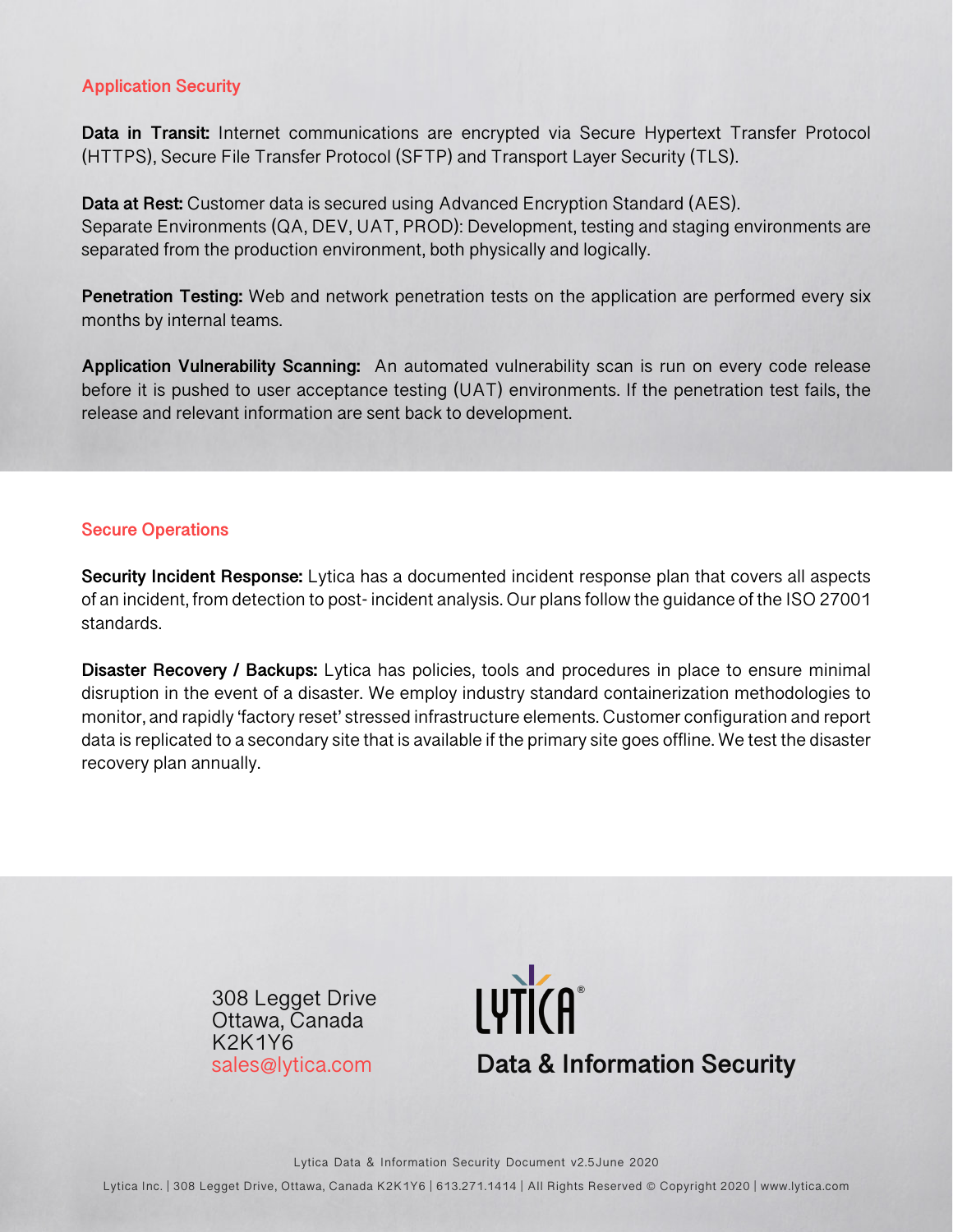## Application Security

**Data in Transit:** Internet communications are encrypted via Secure Hypertext Transfer Protocol (HTTPS), Secure File Transfer Protocol (SFTP) and Transport Layer Security (TLS).

**Data at Rest:** Customer data is secured using Advanced Encryption Standard (AES).
Separate Environments (QA, DEV, UAT, PROD): Development, testing and staging environments are separated from the production environment, both physically and logically.

**Penetration Testing:** Web and network penetration tests on the application are performed every six months by internal teams.

**Application Vulnerability Scanning:** An automated vulnerability scan is run on every code release before it is pushed to user acceptance testing (UAT) environments. If the penetration test fails, the release and relevant information are sent back to development.

## Secure Operations

**Security Incident Response:** Lytica has a documented incident response plan that covers all aspects of an incident, from detection to post- incident analysis. Our plans follow the guidance of the ISO 27001 standards.

**Disaster Recovery / Backups:** Lytica has policies, tools and procedures in place to ensure minimal disruption in the event of a disaster. We employ industry standard containerization methodologies to monitor, and rapidly 'factory reset' stressed infrastructure elements. Customer configuration and report data is replicated to a secondary site that is available if the primary site goes offline. We test the disaster recovery plan annually.

308 Legget Drive
Ottawa, Canada
K2K1Y6
sales@lytica.com

LYTICA®

**Data & Information Security**

Lytica Data & Information Security Document v2.5June 2020

Lytica Inc. | 308 Legget Drive, Ottawa, Canada K2K1Y6 | 613.271.1414 | All Rights Reserved © Copyright 2020 | www.lytica.com